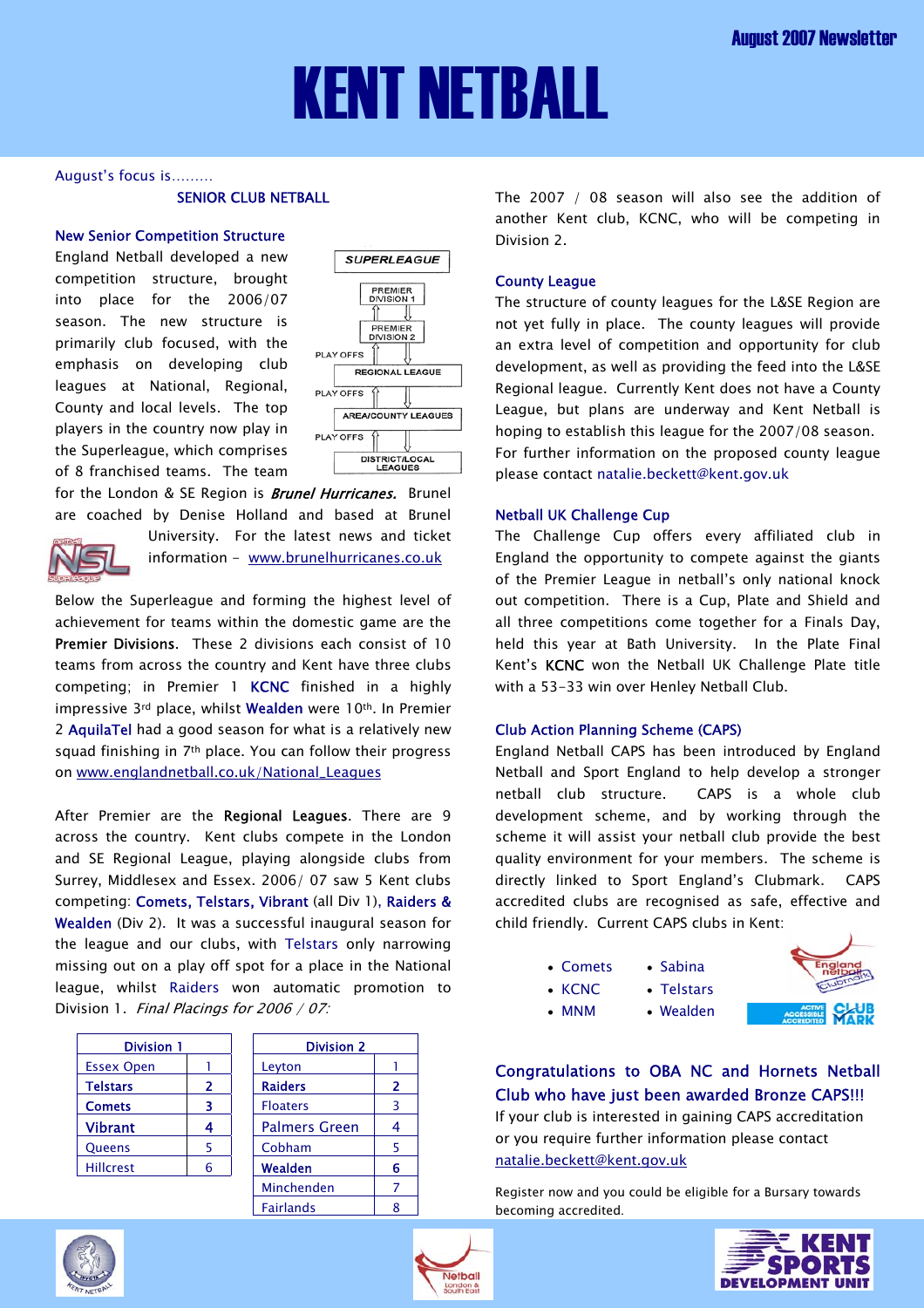August 2007 Newsletter

# KENT NETBALL

August's focus is.........

## SENIOR CLUB NETBALL

### New Senior Competition Structure

England Netball developed a new competition structure, brought into place for the 2006/07 season. The new structure is primarily club focused, with the emphasis on developing club leagues at National, Regional, County and local levels. The top players in the country now play in the Superleague, which comprises of 8 franchised teams. The team for the London & SE Region is ***Brunel Hurricanes.*** Brunel are coached by Denise Holland and based at Brunel University. For the latest news and ticket information – www.brunelhurricanes.co.uk

SUPERLEAGUE → PREMIER DIVISION 1 → PREMIER DIVISION 2 → PLAY OFFS → REGIONAL LEAGUE → PLAY OFFS → AREA/COUNTY LEAGUES → PLAY OFFS → DISTRICT/LOCAL LEAGUES

Below the Superleague and forming the highest level of achievement for teams within the domestic game are the **Premier Divisions**. These 2 divisions each consist of 10 teams from across the country and Kent have three clubs competing; in Premier 1 **KCNC** finished in a highly impressive 3rd place, whilst **Wealden** were 10th. In Premier 2 **AquilaTel** had a good season for what is a relatively new squad finishing in 7th place. You can follow their progress on www.englandnetball.co.uk/National_Leagues

After Premier are the **Regional Leagues**. There are 9 across the country. Kent clubs compete in the London and SE Regional League, playing alongside clubs from Surrey, Middlesex and Essex. 2006/ 07 saw 5 Kent clubs competing: **Comets, Telstars, Vibrant** (all Div 1), **Raiders & Wealden** (Div 2). It was a successful inaugural season for the league and our clubs, with Telstars only narrowing missing out on a play off spot for a place in the National league, whilst Raiders won automatic promotion to Division 1. *Final Placings for 2006 / 07:*

| Division 1 | |
|---|---|
| Essex Open | 1 |
| **Telstars** | **2** |
| **Comets** | **3** |
| **Vibrant** | **4** |
| Queens | 5 |
| Hillcrest | 6 |

| Division 2 | |
|---|---|
| Leyton | 1 |
| **Raiders** | **2** |
| Floaters | 3 |
| Palmers Green | 4 |
| Cobham | 5 |
| **Wealden** | **6** |
| Minchenden | 7 |
| Fairlands | 8 |

The 2007 / 08 season will also see the addition of another Kent club, KCNC, who will be competing in Division 2.

### County League

The structure of county leagues for the L&SE Region are not yet fully in place. The county leagues will provide an extra level of competition and opportunity for club development, as well as providing the feed into the L&SE Regional league. Currently Kent does not have a County League, but plans are underway and Kent Netball is hoping to establish this league for the 2007/08 season. For further information on the proposed county league please contact natalie.beckett@kent.gov.uk

### Netball UK Challenge Cup

The Challenge Cup offers every affiliated club in England the opportunity to compete against the giants of the Premier League in netball's only national knock out competition. There is a Cup, Plate and Shield and all three competitions come together for a Finals Day, held this year at Bath University. In the Plate Final Kent's **KCNC** won the Netball UK Challenge Plate title with a 53-33 win over Henley Netball Club.

### Club Action Planning Scheme (CAPS)

England Netball CAPS has been introduced by England Netball and Sport England to help develop a stronger netball club structure. CAPS is a whole club development scheme, and by working through the scheme it will assist your netball club provide the best quality environment for your members. The scheme is directly linked to Sport England's Clubmark. CAPS accredited clubs are recognised as safe, effective and child friendly. Current CAPS clubs in Kent:

- Comets
- KCNC
- MNM
- Sabina
- Telstars
- Wealden

### Congratulations to OBA NC and Hornets Netball Club who have just been awarded Bronze CAPS!!!

If your club is interested in gaining CAPS accreditation or you require further information please contact natalie.beckett@kent.gov.uk

Register now and you could be eligible for a Bursary towards becoming accredited.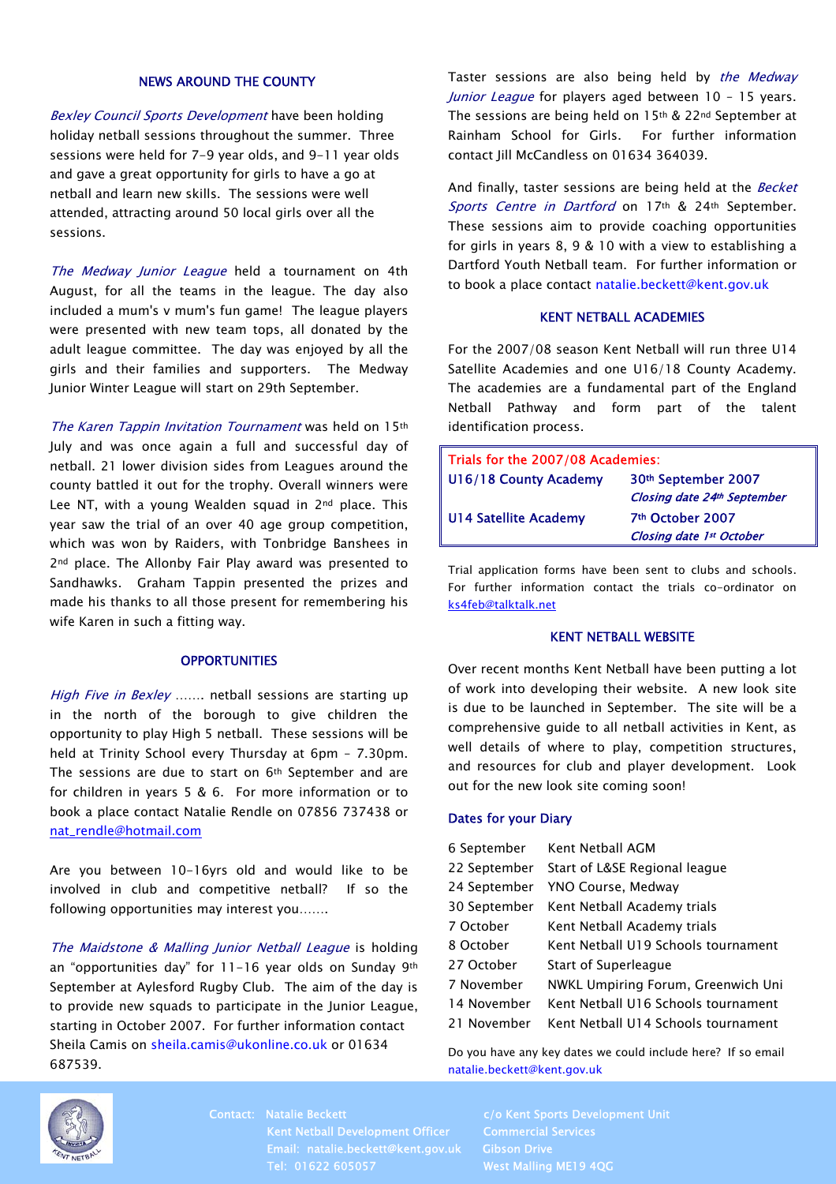## NEWS AROUND THE COUNTY

*Bexley Council Sports Development* have been holding holiday netball sessions throughout the summer. Three sessions were held for 7-9 year olds, and 9-11 year olds and gave a great opportunity for girls to have a go at netball and learn new skills. The sessions were well attended, attracting around 50 local girls over all the sessions.

*The Medway Junior League* held a tournament on 4th August, for all the teams in the league. The day also included a mum's v mum's fun game! The league players were presented with new team tops, all donated by the adult league committee. The day was enjoyed by all the girls and their families and supporters. The Medway Junior Winter League will start on 29th September.

*The Karen Tappin Invitation Tournament* was held on 15th July and was once again a full and successful day of netball. 21 lower division sides from Leagues around the county battled it out for the trophy. Overall winners were Lee NT, with a young Wealden squad in 2nd place. This year saw the trial of an over 40 age group competition, which was won by Raiders, with Tonbridge Banshees in 2nd place. The Allonby Fair Play award was presented to Sandhawks. Graham Tappin presented the prizes and made his thanks to all those present for remembering his wife Karen in such a fitting way.

## OPPORTUNITIES

*High Five in Bexley* ....... netball sessions are starting up in the north of the borough to give children the opportunity to play High 5 netball. These sessions will be held at Trinity School every Thursday at 6pm – 7.30pm. The sessions are due to start on 6th September and are for children in years 5 & 6. For more information or to book a place contact Natalie Rendle on 07856 737438 or nat_rendle@hotmail.com

Are you between 10-16yrs old and would like to be involved in club and competitive netball? If so the following opportunities may interest you.......

*The Maidstone & Malling Junior Netball League* is holding an "opportunities day" for 11-16 year olds on Sunday 9th September at Aylesford Rugby Club. The aim of the day is to provide new squads to participate in the Junior League, starting in October 2007. For further information contact Sheila Camis on sheila.camis@ukonline.co.uk or 01634 687539.

Taster sessions are also being held by *the Medway Junior League* for players aged between 10 – 15 years. The sessions are being held on 15th & 22nd September at Rainham School for Girls. For further information contact Jill McCandless on 01634 364039.

And finally, taster sessions are being held at the *Becket Sports Centre in Dartford* on 17th & 24th September. These sessions aim to provide coaching opportunities for girls in years 8, 9 & 10 with a view to establishing a Dartford Youth Netball team. For further information or to book a place contact natalie.beckett@kent.gov.uk

## KENT NETBALL ACADEMIES

For the 2007/08 season Kent Netball will run three U14 Satellite Academies and one U16/18 County Academy. The academies are a fundamental part of the England Netball Pathway and form part of the talent identification process.

| Trials for the 2007/08 Academies: | |
|---|---|
| U16/18 County Academy | 30th September 2007 *Closing date 24th September* |
| U14 Satellite Academy | 7th October 2007 *Closing date 1st October* |

Trial application forms have been sent to clubs and schools. For further information contact the trials co-ordinator on ks4feb@talktalk.net

## KENT NETBALL WEBSITE

Over recent months Kent Netball have been putting a lot of work into developing their website. A new look site is due to be launched in September. The site will be a comprehensive guide to all netball activities in Kent, as well details of where to play, competition structures, and resources for club and player development. Look out for the new look site coming soon!

### Dates for your Diary

| | |
|---|---|
| 6 September | Kent Netball AGM |
| 22 September | Start of L&SE Regional league |
| 24 September | YNO Course, Medway |
| 30 September | Kent Netball Academy trials |
| 7 October | Kent Netball Academy trials |
| 8 October | Kent Netball U19 Schools tournament |
| 27 October | Start of Superleague |
| 7 November | NWKL Umpiring Forum, Greenwich Uni |
| 14 November | Kent Netball U16 Schools tournament |
| 21 November | Kent Netball U14 Schools tournament |

Do you have any key dates we could include here? If so email natalie.beckett@kent.gov.uk

Contact: Natalie Beckett
Kent Netball Development Officer
Email: natalie.beckett@kent.gov.uk
Tel: 01622 605057

c/o Kent Sports Development Unit
Commercial Services
Gibson Drive
West Malling ME19 4QG